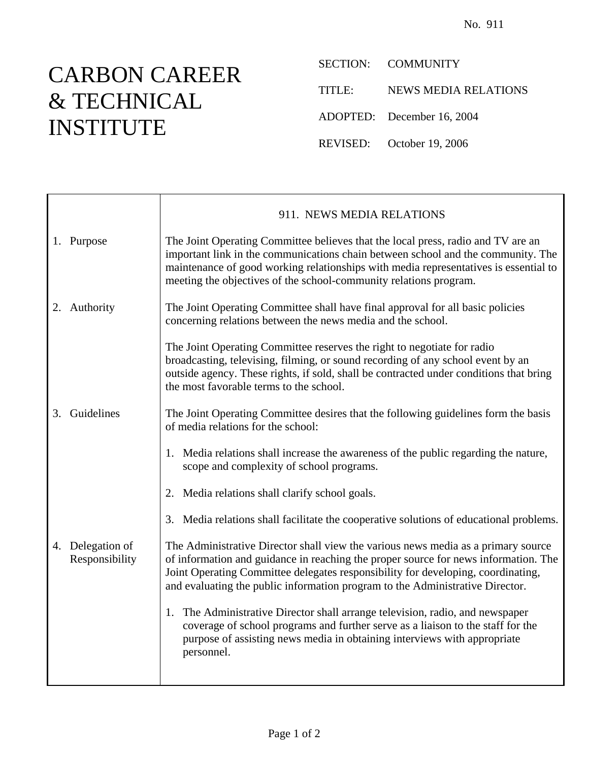No. 911

# CARBON CAREER & TECHNICAL INSTITUTE

SECTION: COMMUNITY

TITLE: NEWS MEDIA RELATIONS

ADOPTED: December 16, 2004

REVISED: October 19, 2006

## 911. NEWS MEDIA RELATIONS

### 1. Purpose

The Joint Operating Committee believes that the local press, radio and TV are an important link in the communications chain between school and the community. The maintenance of good working relationships with media representatives is essential to meeting the objectives of the school-community relations program.

### 2. Authority

The Joint Operating Committee shall have final approval for all basic policies concerning relations between the news media and the school.

The Joint Operating Committee reserves the right to negotiate for radio broadcasting, televising, filming, or sound recording of any school event by an outside agency. These rights, if sold, shall be contracted under conditions that bring the most favorable terms to the school.

### 3. Guidelines

The Joint Operating Committee desires that the following guidelines form the basis of media relations for the school:

1. Media relations shall increase the awareness of the public regarding the nature, scope and complexity of school programs.
2. Media relations shall clarify school goals.
3. Media relations shall facilitate the cooperative solutions of educational problems.

### 4. Delegation of Responsibility

The Administrative Director shall view the various news media as a primary source of information and guidance in reaching the proper source for news information. The Joint Operating Committee delegates responsibility for developing, coordinating, and evaluating the public information program to the Administrative Director.

1. The Administrative Director shall arrange television, radio, and newspaper coverage of school programs and further serve as a liaison to the staff for the purpose of assisting news media in obtaining interviews with appropriate personnel.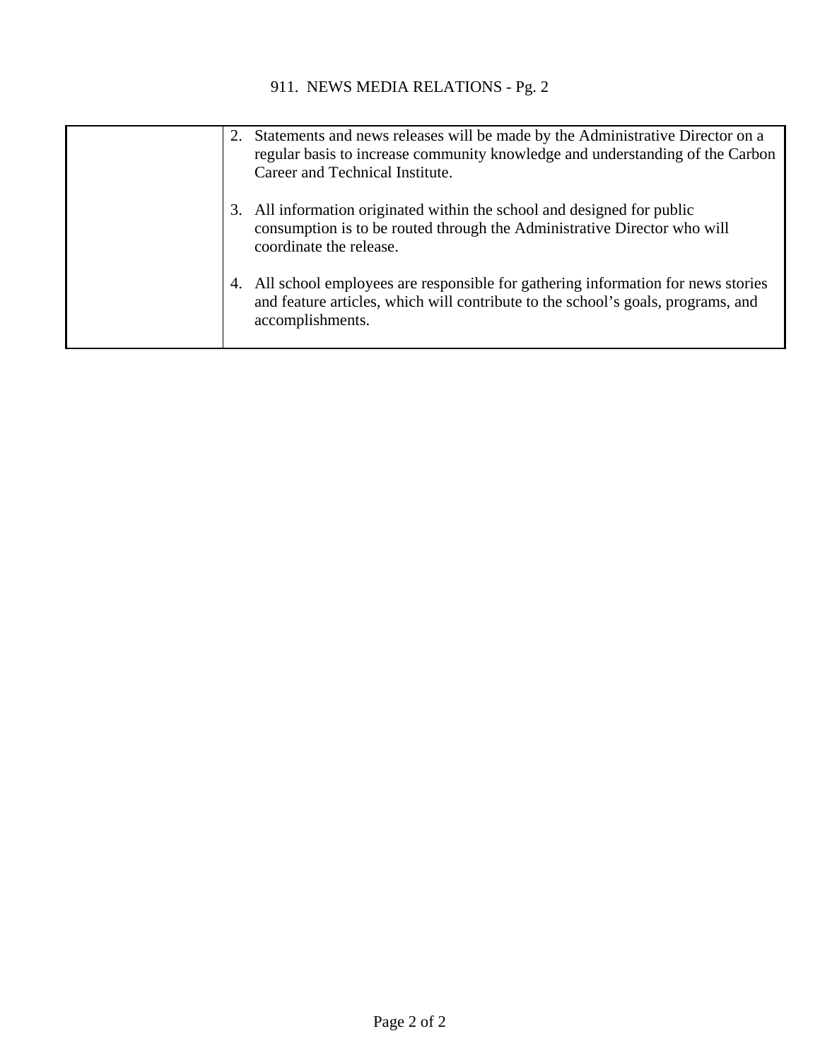| | |
|---|---|
| | 2. Statements and news releases will be made by the Administrative Director on a regular basis to increase community knowledge and understanding of the Carbon Career and Technical Institute.<br><br>3. All information originated within the school and designed for public consumption is to be routed through the Administrative Director who will coordinate the release.<br><br>4. All school employees are responsible for gathering information for news stories and feature articles, which will contribute to the school's goals, programs, and accomplishments. |